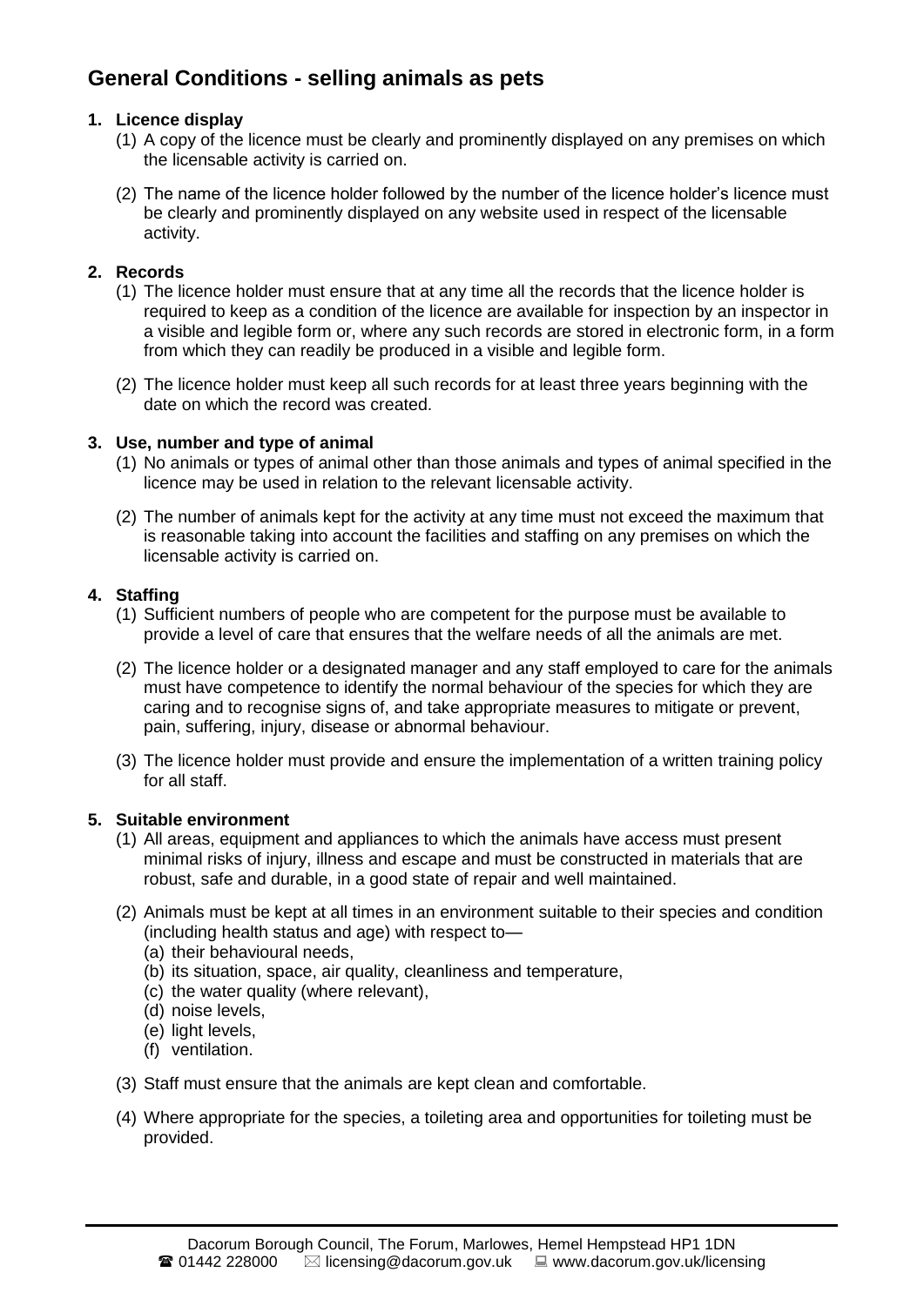# General Conditions - selling animals as pets

**1. Licence display**

(1) A copy of the licence must be clearly and prominently displayed on any premises on which the licensable activity is carried on.

(2) The name of the licence holder followed by the number of the licence holder's licence must be clearly and prominently displayed on any website used in respect of the licensable activity.

**2. Records**

(1) The licence holder must ensure that at any time all the records that the licence holder is required to keep as a condition of the licence are available for inspection by an inspector in a visible and legible form or, where any such records are stored in electronic form, in a form from which they can readily be produced in a visible and legible form.

(2) The licence holder must keep all such records for at least three years beginning with the date on which the record was created.

**3. Use, number and type of animal**

(1) No animals or types of animal other than those animals and types of animal specified in the licence may be used in relation to the relevant licensable activity.

(2) The number of animals kept for the activity at any time must not exceed the maximum that is reasonable taking into account the facilities and staffing on any premises on which the licensable activity is carried on.

**4. Staffing**

(1) Sufficient numbers of people who are competent for the purpose must be available to provide a level of care that ensures that the welfare needs of all the animals are met.

(2) The licence holder or a designated manager and any staff employed to care for the animals must have competence to identify the normal behaviour of the species for which they are caring and to recognise signs of, and take appropriate measures to mitigate or prevent, pain, suffering, injury, disease or abnormal behaviour.

(3) The licence holder must provide and ensure the implementation of a written training policy for all staff.

**5. Suitable environment**

(1) All areas, equipment and appliances to which the animals have access must present minimal risks of injury, illness and escape and must be constructed in materials that are robust, safe and durable, in a good state of repair and well maintained.

(2) Animals must be kept at all times in an environment suitable to their species and condition (including health status and age) with respect to—

(a) their behavioural needs,
(b) its situation, space, air quality, cleanliness and temperature,
(c) the water quality (where relevant),
(d) noise levels,
(e) light levels,
(f) ventilation.

(3) Staff must ensure that the animals are kept clean and comfortable.

(4) Where appropriate for the species, a toileting area and opportunities for toileting must be provided.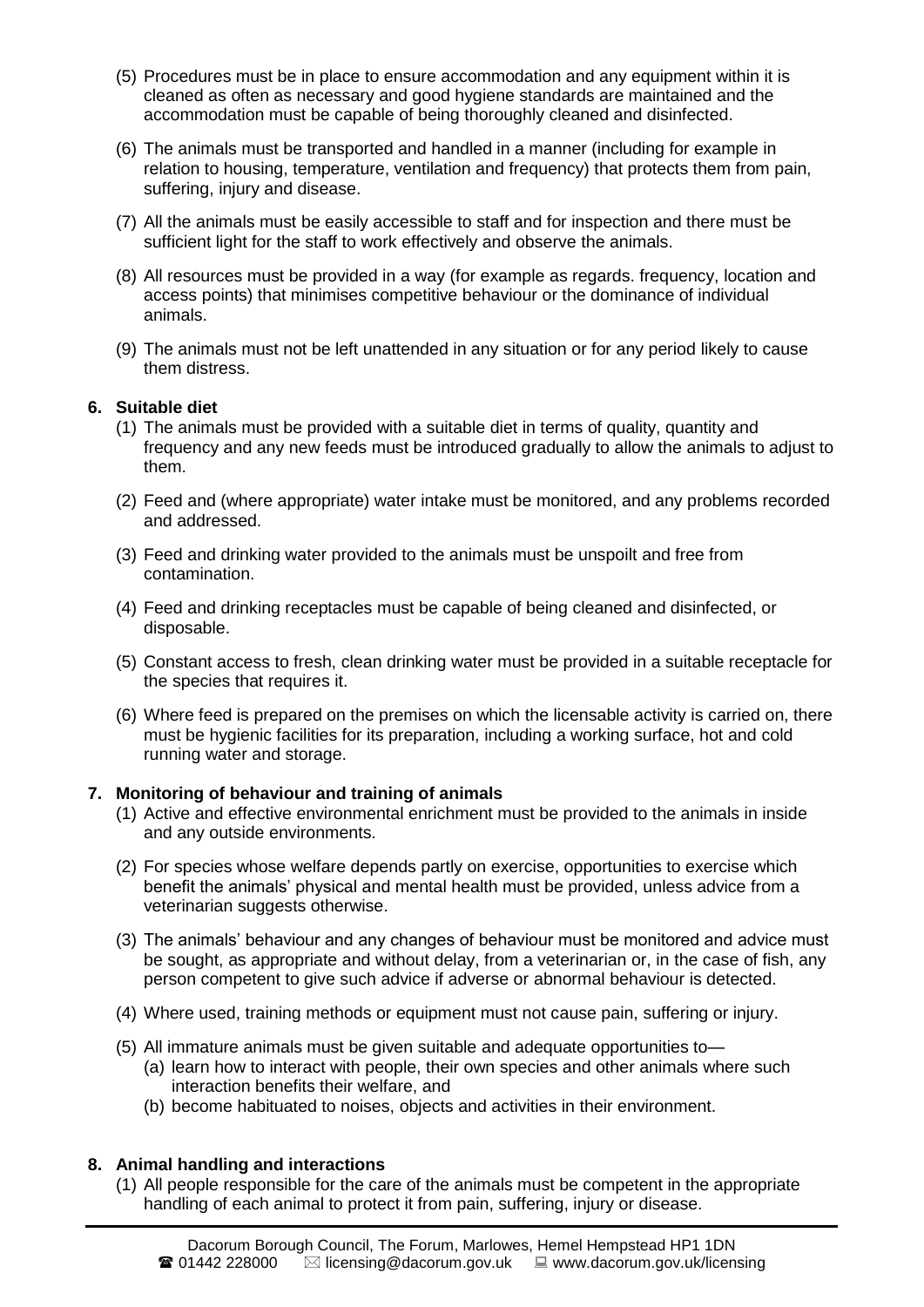(5) Procedures must be in place to ensure accommodation and any equipment within it is cleaned as often as necessary and good hygiene standards are maintained and the accommodation must be capable of being thoroughly cleaned and disinfected.

(6) The animals must be transported and handled in a manner (including for example in relation to housing, temperature, ventilation and frequency) that protects them from pain, suffering, injury and disease.

(7) All the animals must be easily accessible to staff and for inspection and there must be sufficient light for the staff to work effectively and observe the animals.

(8) All resources must be provided in a way (for example as regards. frequency, location and access points) that minimises competitive behaviour or the dominance of individual animals.

(9) The animals must not be left unattended in any situation or for any period likely to cause them distress.

**6. Suitable diet**

(1) The animals must be provided with a suitable diet in terms of quality, quantity and frequency and any new feeds must be introduced gradually to allow the animals to adjust to them.

(2) Feed and (where appropriate) water intake must be monitored, and any problems recorded and addressed.

(3) Feed and drinking water provided to the animals must be unspoilt and free from contamination.

(4) Feed and drinking receptacles must be capable of being cleaned and disinfected, or disposable.

(5) Constant access to fresh, clean drinking water must be provided in a suitable receptacle for the species that requires it.

(6) Where feed is prepared on the premises on which the licensable activity is carried on, there must be hygienic facilities for its preparation, including a working surface, hot and cold running water and storage.

**7. Monitoring of behaviour and training of animals**

(1) Active and effective environmental enrichment must be provided to the animals in inside and any outside environments.

(2) For species whose welfare depends partly on exercise, opportunities to exercise which benefit the animals' physical and mental health must be provided, unless advice from a veterinarian suggests otherwise.

(3) The animals' behaviour and any changes of behaviour must be monitored and advice must be sought, as appropriate and without delay, from a veterinarian or, in the case of fish, any person competent to give such advice if adverse or abnormal behaviour is detected.

(4) Where used, training methods or equipment must not cause pain, suffering or injury.

(5) All immature animals must be given suitable and adequate opportunities to—
   (a) learn how to interact with people, their own species and other animals where such interaction benefits their welfare, and
   (b) become habituated to noises, objects and activities in their environment.

**8. Animal handling and interactions**

(1) All people responsible for the care of the animals must be competent in the appropriate handling of each animal to protect it from pain, suffering, injury or disease.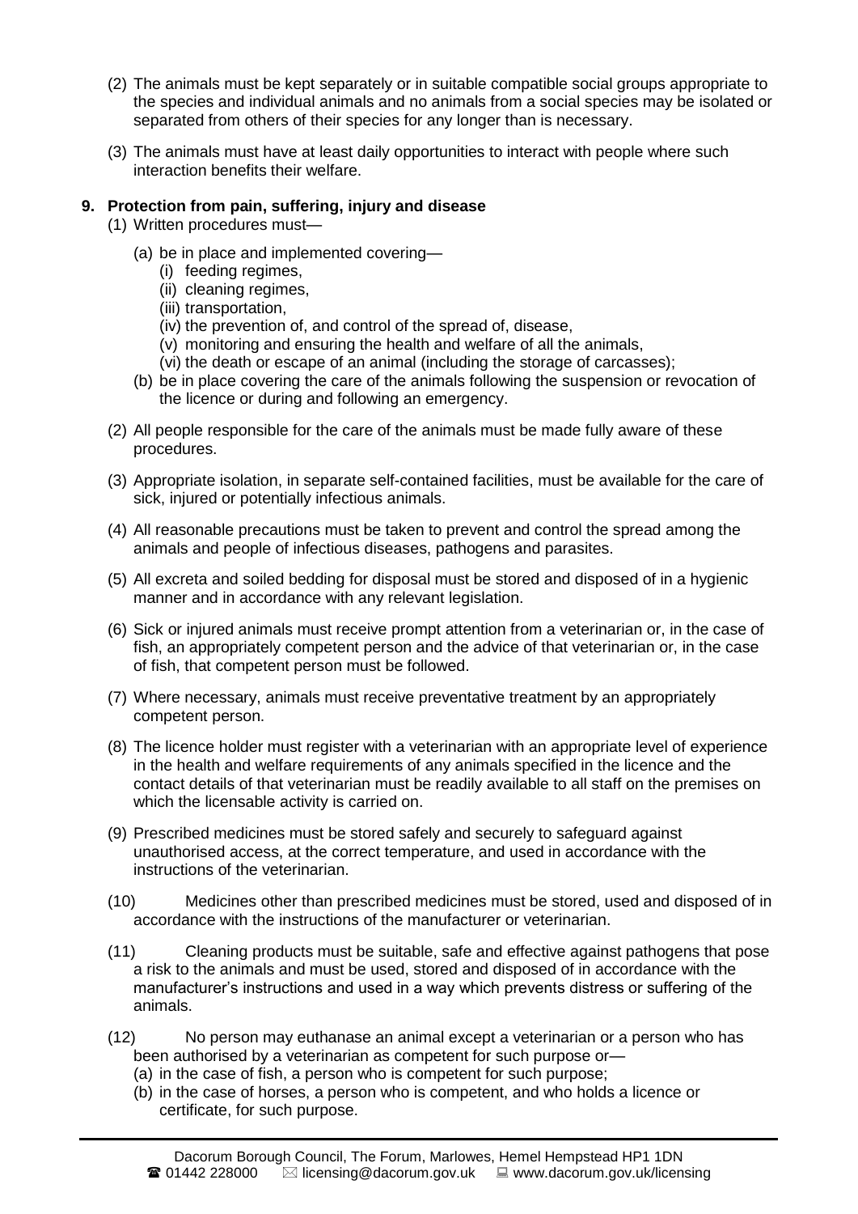(2) The animals must be kept separately or in suitable compatible social groups appropriate to the species and individual animals and no animals from a social species may be isolated or separated from others of their species for any longer than is necessary.

(3) The animals must have at least daily opportunities to interact with people where such interaction benefits their welfare.

**9. Protection from pain, suffering, injury and disease**

(1) Written procedures must—

- (a) be in place and implemented covering—
  - (i) feeding regimes,
  - (ii) cleaning regimes,
  - (iii) transportation,
  - (iv) the prevention of, and control of the spread of, disease,
  - (v) monitoring and ensuring the health and welfare of all the animals,
  - (vi) the death or escape of an animal (including the storage of carcasses);
- (b) be in place covering the care of the animals following the suspension or revocation of the licence or during and following an emergency.

(2) All people responsible for the care of the animals must be made fully aware of these procedures.

(3) Appropriate isolation, in separate self-contained facilities, must be available for the care of sick, injured or potentially infectious animals.

(4) All reasonable precautions must be taken to prevent and control the spread among the animals and people of infectious diseases, pathogens and parasites.

(5) All excreta and soiled bedding for disposal must be stored and disposed of in a hygienic manner and in accordance with any relevant legislation.

(6) Sick or injured animals must receive prompt attention from a veterinarian or, in the case of fish, an appropriately competent person and the advice of that veterinarian or, in the case of fish, that competent person must be followed.

(7) Where necessary, animals must receive preventative treatment by an appropriately competent person.

(8) The licence holder must register with a veterinarian with an appropriate level of experience in the health and welfare requirements of any animals specified in the licence and the contact details of that veterinarian must be readily available to all staff on the premises on which the licensable activity is carried on.

(9) Prescribed medicines must be stored safely and securely to safeguard against unauthorised access, at the correct temperature, and used in accordance with the instructions of the veterinarian.

(10) Medicines other than prescribed medicines must be stored, used and disposed of in accordance with the instructions of the manufacturer or veterinarian.

(11) Cleaning products must be suitable, safe and effective against pathogens that pose a risk to the animals and must be used, stored and disposed of in accordance with the manufacturer's instructions and used in a way which prevents distress or suffering of the animals.

(12) No person may euthanase an animal except a veterinarian or a person who has been authorised by a veterinarian as competent for such purpose or—

- (a) in the case of fish, a person who is competent for such purpose;
- (b) in the case of horses, a person who is competent, and who holds a licence or certificate, for such purpose.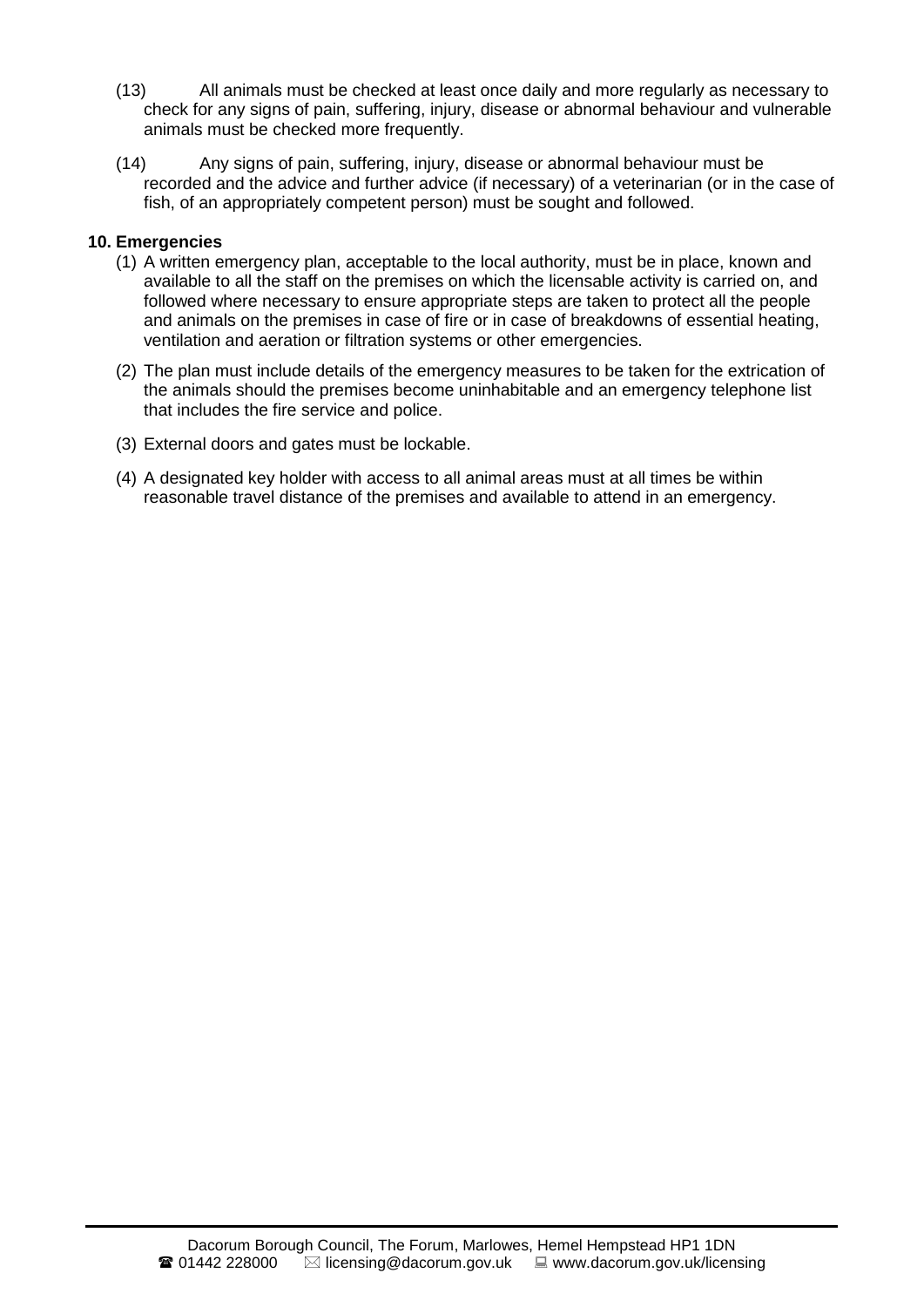(13) All animals must be checked at least once daily and more regularly as necessary to check for any signs of pain, suffering, injury, disease or abnormal behaviour and vulnerable animals must be checked more frequently.

(14) Any signs of pain, suffering, injury, disease or abnormal behaviour must be recorded and the advice and further advice (if necessary) of a veterinarian (or in the case of fish, of an appropriately competent person) must be sought and followed.

**10. Emergencies**

(1) A written emergency plan, acceptable to the local authority, must be in place, known and available to all the staff on the premises on which the licensable activity is carried on, and followed where necessary to ensure appropriate steps are taken to protect all the people and animals on the premises in case of fire or in case of breakdowns of essential heating, ventilation and aeration or filtration systems or other emergencies.

(2) The plan must include details of the emergency measures to be taken for the extrication of the animals should the premises become uninhabitable and an emergency telephone list that includes the fire service and police.

(3) External doors and gates must be lockable.

(4) A designated key holder with access to all animal areas must at all times be within reasonable travel distance of the premises and available to attend in an emergency.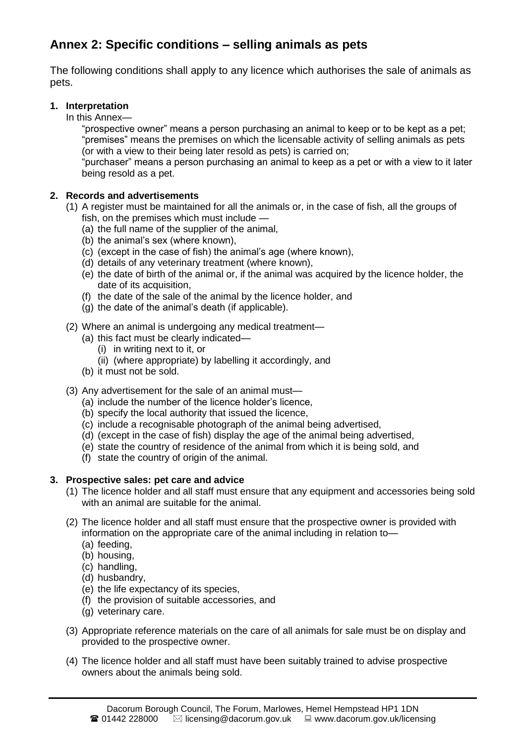## Annex 2: Specific conditions – selling animals as pets

The following conditions shall apply to any licence which authorises the sale of animals as pets.

**1. Interpretation**

In this Annex—

"prospective owner" means a person purchasing an animal to keep or to be kept as a pet;
"premises" means the premises on which the licensable activity of selling animals as pets (or with a view to their being later resold as pets) is carried on;
"purchaser" means a person purchasing an animal to keep as a pet or with a view to it later being resold as a pet.

**2. Records and advertisements**

(1) A register must be maintained for all the animals or, in the case of fish, all the groups of fish, on the premises which must include —
- (a) the full name of the supplier of the animal,
- (b) the animal's sex (where known),
- (c) (except in the case of fish) the animal's age (where known),
- (d) details of any veterinary treatment (where known),
- (e) the date of birth of the animal or, if the animal was acquired by the licence holder, the date of its acquisition,
- (f) the date of the sale of the animal by the licence holder, and
- (g) the date of the animal's death (if applicable).

(2) Where an animal is undergoing any medical treatment—
- (a) this fact must be clearly indicated—
  - (i) in writing next to it, or
  - (ii) (where appropriate) by labelling it accordingly, and
- (b) it must not be sold.

(3) Any advertisement for the sale of an animal must—
- (a) include the number of the licence holder's licence,
- (b) specify the local authority that issued the licence,
- (c) include a recognisable photograph of the animal being advertised,
- (d) (except in the case of fish) display the age of the animal being advertised,
- (e) state the country of residence of the animal from which it is being sold, and
- (f) state the country of origin of the animal.

**3. Prospective sales: pet care and advice**

(1) The licence holder and all staff must ensure that any equipment and accessories being sold with an animal are suitable for the animal.

(2) The licence holder and all staff must ensure that the prospective owner is provided with information on the appropriate care of the animal including in relation to—
- (a) feeding,
- (b) housing,
- (c) handling,
- (d) husbandry,
- (e) the life expectancy of its species,
- (f) the provision of suitable accessories, and
- (g) veterinary care.

(3) Appropriate reference materials on the care of all animals for sale must be on display and provided to the prospective owner.

(4) The licence holder and all staff must have been suitably trained to advise prospective owners about the animals being sold.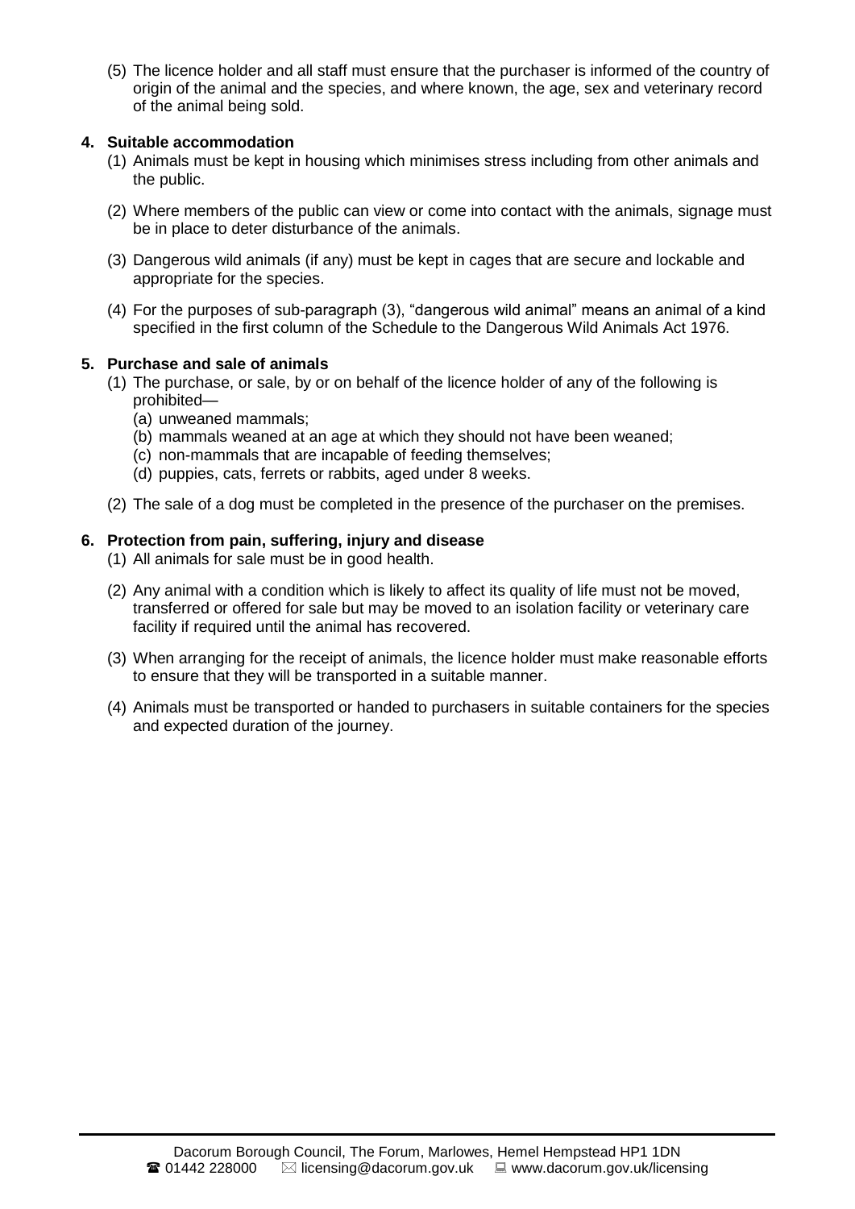(5) The licence holder and all staff must ensure that the purchaser is informed of the country of origin of the animal and the species, and where known, the age, sex and veterinary record of the animal being sold.

**4. Suitable accommodation**

(1) Animals must be kept in housing which minimises stress including from other animals and the public.

(2) Where members of the public can view or come into contact with the animals, signage must be in place to deter disturbance of the animals.

(3) Dangerous wild animals (if any) must be kept in cages that are secure and lockable and appropriate for the species.

(4) For the purposes of sub-paragraph (3), "dangerous wild animal" means an animal of a kind specified in the first column of the Schedule to the Dangerous Wild Animals Act 1976.

**5. Purchase and sale of animals**

(1) The purchase, or sale, by or on behalf of the licence holder of any of the following is prohibited—

- (a) unweaned mammals;
- (b) mammals weaned at an age at which they should not have been weaned;
- (c) non-mammals that are incapable of feeding themselves;
- (d) puppies, cats, ferrets or rabbits, aged under 8 weeks.

(2) The sale of a dog must be completed in the presence of the purchaser on the premises.

**6. Protection from pain, suffering, injury and disease**

(1) All animals for sale must be in good health.

(2) Any animal with a condition which is likely to affect its quality of life must not be moved, transferred or offered for sale but may be moved to an isolation facility or veterinary care facility if required until the animal has recovered.

(3) When arranging for the receipt of animals, the licence holder must make reasonable efforts to ensure that they will be transported in a suitable manner.

(4) Animals must be transported or handed to purchasers in suitable containers for the species and expected duration of the journey.

Dacorum Borough Council, The Forum, Marlowes, Hemel Hempstead HP1 1DN
☎ 01442 228000 ✉ licensing@dacorum.gov.uk 💻 www.dacorum.gov.uk/licensing